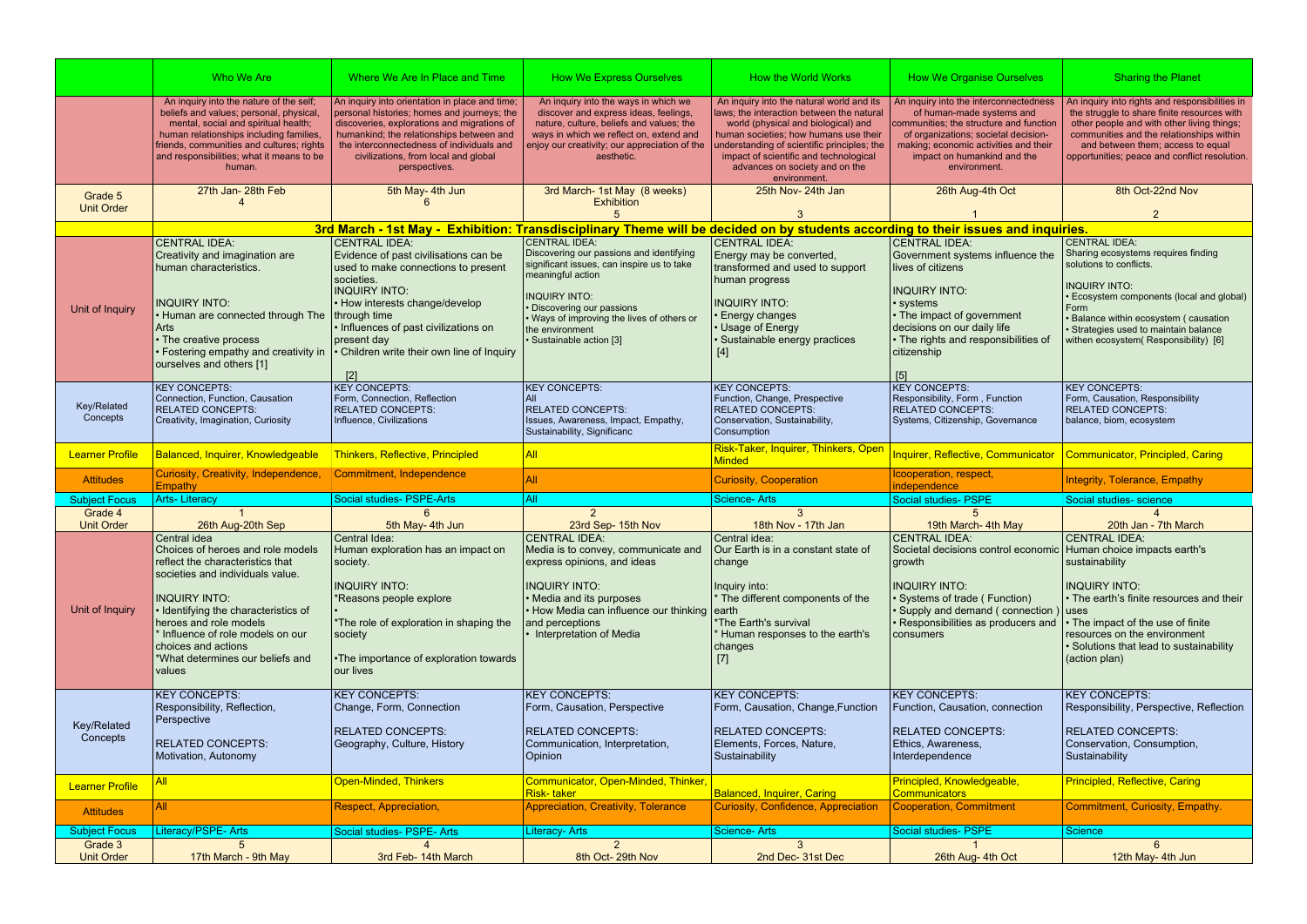| | Who We Are | Where We Are In Place and Time | How We Express Ourselves | How the World Works | How We Organise Ourselves | Sharing the Planet |
|---|---|---|---|---|---|---|
| | An inquiry into the nature of the self; beliefs and values; personal, physical, mental, social and spiritual health; human relationships including families, friends, communities and cultures; rights and responsibilities; what it means to be human. | An inquiry into orientation in place and time; personal histories; homes and journeys; the discoveries, explorations and migrations of humankind; the relationships between and the interconnectedness of individuals and civilizations, from local and global perspectives. | An inquiry into the ways in which we discover and express ideas, feelings, nature, culture, beliefs and values; the ways in which we reflect on, extend and enjoy our creativity; our appreciation of the aesthetic. | An inquiry into the natural world and its laws; the interaction between the natural world (physical and biological) and human societies; how humans use their understanding of scientific principles; the impact of scientific and technological advances on society and on the environment. | An inquiry into the interconnectedness of human-made systems and communities; the structure and function of organizations; societal decision-making; economic activities and their impact on humankind and the environment. | An inquiry into rights and responsibilities in the struggle to share finite resources with other people and with other living things; communities and the relationships within and between them; access to equal opportunities; peace and conflict resolution. |
| Grade 5 Unit Order | 27th Jan- 28th Feb 4 | 5th May- 4th Jun 6 | 3rd March- 1st May (8 weeks) Exhibition 5 | 25th Nov- 24th Jan 3 | 26th Aug-4th Oct 1 | 8th Oct-22nd Nov 2 |
| | **3rd March - 1st May - Exhibition: Transdisciplinary Theme will be decided on by students according to their issues and inquiries.** | | | | | |
| Unit of Inquiry | CENTRAL IDEA: Creativity and imagination are human characteristics. INQUIRY INTO: • Human are connected through The Arts • The creative process • Fostering empathy and creativity in ourselves and others [1] | CENTRAL IDEA: Evidence of past civilisations can be used to make connections to present societies. INQUIRY INTO: • How interests change/develop through time • Influences of past civilizations on present day • Children write their own line of Inquiry [2] | CENTRAL IDEA: Discovering our passions and identifying significant issues, can inspire us to take meaningful action INQUIRY INTO: • Discovering our passions • Ways of improving the lives of others or the environment • Sustainable action [3] | CENTRAL IDEA: Energy may be converted, transformed and used to support human progress INQUIRY INTO: • Energy changes • Usage of Energy • Sustainable energy practices [4] | CENTRAL IDEA: Government systems influence the lives of citizens INQUIRY INTO: • systems • The impact of government decisions on our daily life • The rights and responsibilities of citizenship [5] | CENTRAL IDEA: Sharing ecosystems requires finding solutions to conflicts. INQUIRY INTO: • Ecosystem components (local and global) Form • Balance within ecosystem ( causation • Strategies used to maintain balance withen ecosystem( Responsibility) [6] |
| Key/Related Concepts | KEY CONCEPTS: Connection, Function, Causation RELATED CONCEPTS: Creativity, Imagination, Curiosity | KEY CONCEPTS: Form, Connection, Reflection RELATED CONCEPTS: Influence, Civilizations | KEY CONCEPTS: All RELATED CONCEPTS: Issues, Awareness, Impact, Empathy, Sustainability, Significanc | KEY CONCEPTS: Function, Change, Prespective RELATED CONCEPTS: Conservation, Sustainability, Consumption | KEY CONCEPTS: Responsibility, Form , Function RELATED CONCEPTS: Systems, Citizenship, Governance | KEY CONCEPTS: Form, Causation, Responsibility RELATED CONCEPTS: balance, biom, ecosystem |
| Learner Profile | Balanced, Inquirer, Knowledgeable | Thinkers, Reflective, Principled | All | Risk-Taker, Inquirer, Thinkers, Open Minded | Inquirer, Reflective, Communicator | Communicator, Principled, Caring |
| Attitudes | Curiosity, Creativity, Independence, Empathy | Commitment, Independence | All | Curiosity, Cooperation | Icooperation, respect, independence | Integrity, Tolerance, Empathy |
| Subject Focus | Arts- Literacy | Social studies- PSPE-Arts | All | Science- Arts | Social studies- PSPE | Social studies- science |
| Grade 4 Unit Order | 1 26th Aug-20th Sep | 6 5th May- 4th Jun | 2 23rd Sep- 15th Nov | 3 18th Nov - 17th Jan | 5 19th March- 4th May | 4 20th Jan - 7th March |
| Unit of Inquiry | Central idea Choices of heroes and role models reflect the characteristics that societies and individuals value. INQUIRY INTO: • Identifying the characteristics of heroes and role models * Influence of role models on our choices and actions *What determines our beliefs and values | Central Idea: Human exploration has an impact on society. INQUIRY INTO: *Reasons people explore • *The role of exploration in shaping the society •The importance of exploration towards our lives | CENTRAL IDEA: Media is to convey, communicate and express opinions, and ideas INQUIRY INTO: • Media and its purposes • How Media can influence our thinking and perceptions • Interpretation of Media | Central idea: Our Earth is in a constant state of change Inquiry into: * The different components of the earth *The Earth's survival * Human responses to the earth's changes [7] | CENTRAL IDEA: Societal decisions control economic growth INQUIRY INTO: • Systems of trade ( Function) • Supply and demand ( connection ) • Responsibilities as producers and consumers | CENTRAL IDEA: Human choice impacts earth's sustainability INQUIRY INTO: • The earth's finite resources and their uses • The impact of the use of finite resources on the environment • Solutions that lead to sustainability (action plan) |
| Key/Related Concepts | KEY CONCEPTS: Responsibility, Reflection, Perspective RELATED CONCEPTS: Motivation, Autonomy | KEY CONCEPTS: Change, Form, Connection RELATED CONCEPTS: Geography, Culture, History | KEY CONCEPTS: Form, Causation, Perspective RELATED CONCEPTS: Communication, Interpretation, Opinion | KEY CONCEPTS: Form, Causation, Change,Function RELATED CONCEPTS: Elements, Forces, Nature, Sustainability | KEY CONCEPTS: Function, Causation, connection RELATED CONCEPTS: Ethics, Awareness, Interdependence | KEY CONCEPTS: Responsibility, Perspective, Reflection RELATED CONCEPTS: Conservation, Consumption, Sustainability |
| Learner Profile | All | Open-Minded, Thinkers | Communicator, Open-Minded, Thinker, Risk- taker | Balanced, Inquirer, Caring | Principled, Knowledgeable, Communicators | Principled, Reflective, Caring |
| Attitudes | All | Respect, Appreciation, | Appreciation, Creativity, Tolerance | Curiosity, Confidence, Appreciation | Cooperation, Commitment | Commitment, Curiosity, Empathy. |
| Subject Focus | Literacy/PSPE- Arts | Social studies- PSPE- Arts | Literacy- Arts | Science- Arts | Social studies- PSPE | Science |
| Grade 3 Unit Order | 5 17th March - 9th May | 4 3rd Feb- 14th March | 2 8th Oct- 29th Nov | 3 2nd Dec- 31st Dec | 1 26th Aug- 4th Oct | 6 12th May- 4th Jun |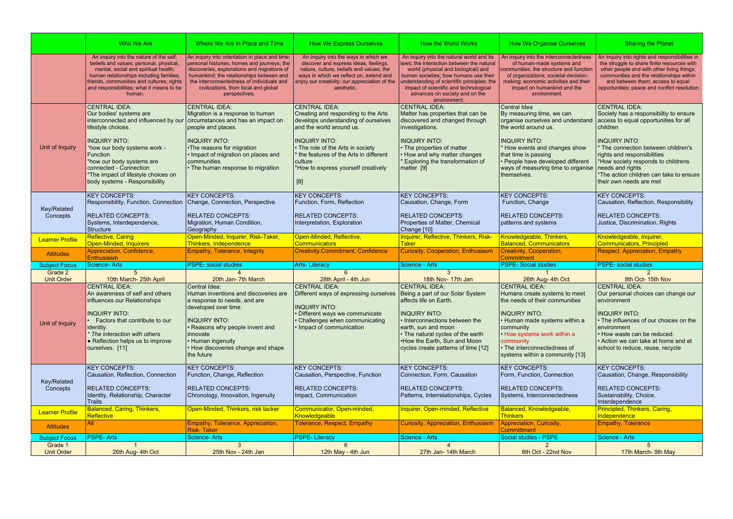| | Who We Are | Where We Are In Place and Time | How We Express Ourselves | How the World Works | How We Organise Ourselves | Sharing the Planet |
|---|---|---|---|---|---|---|
| | An inquiry into the nature of the self; beliefs and values; personal, physical, mental, social and spiritual health; human relationships including families, friends, communities and cultures; rights and responsibilities; what it means to be human. | An inquiry into orientation in place and time; personal histories; homes and journeys; the discoveries, explorations and migrations of humankind; the relationships between and the interconnectedness of individuals and civilizations, from local and global perspectives. | An inquiry into the ways in which we discover and express ideas, feelings, nature, culture, beliefs and values; the ways in which we reflect on, extend and enjoy our creativity; our appreciation of the aesthetic. | An inquiry into the natural world and its laws; the interaction between the natural world (physical and biological) and human societies; how humans use their understanding of scientific principles; the impact of scientific and technological advances on society and on the environment. | An inquiry into the interconnectedness of human-made systems and communities; the structure and function of organizations; societal decision-making; economic activities and their impact on humankind and the environment. | An inquiry into rights and responsibilities in the struggle to share finite resources with other people and with other living things; communities and the relationships within and between them; access to equal opportunities; peace and conflict resolution. |
| Unit of Inquiry | CENTRAL IDEA:<br>Our bodies' systems are interconnected and influenced by our lifestyle choices.<br><br>INQUIRY INTO:<br>*how our body systems work - Function<br>*how our body systems are connected - Connection<br>*The impact of lifestyle choices on body systems - Responsibility | CENTRAL IDEA:<br>Migration is a response to human circumstances and has an impact on people and places.<br><br>INQUIRY INTO:<br>•The reasons for migration<br>• Impact of migration on places and communities<br>• The human response to migration | CENTRAL IDEA:<br>Creating and responding to the Arts develops understanding of ourselves and the world around us.<br><br>INQUIRY INTO:<br>• The role of the Arts in society<br>* the features of the Arts in different culture<br>*How to express yourself creatively<br><br>[8] | CENTRAL IDEA:<br>Matter has properties that can be discovered and changed through investigations.<br><br>INQUIRY INTO:<br>• The properties of matter<br>• How and why matter changes<br>* Exploring the transformation of matter [9] | Central Idea<br>By measuring time, we can organise ourselves and understand the world around us.<br><br>INQUIRY INTO:<br>* How events and changes show that time is passing<br>• People have developed different ways of measuring time to organise themselves. | CENTRAL IDEA:<br>Society has a responsibiltiy to ensure access to equal opportunities for all children<br><br>INQUIRY INTO:<br>* The connection between children's rights and responsibilities<br>*How society responds to childrens needs and rights<br>*The action children can take to ensure their own needs are met |
| Key/Related Concepts | KEY CONCEPTS:<br>Responsibility, Function, Connection<br><br>RELATED CONCEPTS:<br>Systems, Interdependence, Structure | KEY CONCEPTS:<br>Change, Connection, Perspective<br><br>RELATED CONCEPTS:<br>Migration, Human Condition, Geography | KEY CONCEPTS:<br>Function, Form, Reflection<br><br>RELATED CONCEPTS:<br>Interpretation, Exploration | KEY CONCEPTS:<br>Causation, Change, Form<br><br>RELATED CONCEPTS:<br>Properties of Matter, Chemical Change [10] | KEY CONCEPTS:<br>Function, Change<br><br>RELATED CONCEPTS:<br>patterns and systems | KEY CONCEPTS:<br>Causation, Reflection, Responsibility<br><br>RELATED CONCEPTS:<br>Justice, Discrimination, Rights |
| Learner Profile | Reflective, Caring<br>Open-Minded, Inquirers | Open-Minded, Inquirer, Risk-Taker, Thinkers, Independence | Open-Minded, Reflective, Communicators | Inquirer, Reflective, Thinkers, Risk-Taker | Knowledgeable, Thinkers, Balanced, Communicators | Knowledgeable, Inquirer, Communicators, Principled |
| Attitudes | Appreciation, Confidence, Enthusiasm | Empathy, Tolerance, Integrity | Creativity,Commitment, Confidence | Curiosity, Cooperation, Enthusiasm | Creativity, Cooperation, Commitment | Respect, Appreciation, Empathy |
| Subject Focus | Science- Arts | PSPE- social studies | Arts- Literacy | Science - Arts | PSPE- Social studies | PSPE- social studies |
| Grade 2 Unit Order | 5<br>10th March- 25th April | 4<br>20th Jan- 7th March | 6<br>28th April - 4th Jun | 3<br>18th Nov- 17th Jan | 1<br>26th Aug- 4th Oct | 2<br>8th Oct- 15th Nov |
| Unit of Inquiry | CENTRAL IDEA:<br>An awareness of self and others influences our Relationships<br><br>INQUIRY INTO:<br>• Factors that contribute to our identity.<br>* *The interaction with others*<br>● Reflection helps us to improve ourselves. [11] | Central Idea:<br>Human inventions and discoveries are a response to needs, and are developed over time.<br><br>INQUIRY INTO:<br>• Reasons why people invent and innovate<br>• Human ingenuity<br>• How discoveries change and shape the future | CENTRAL IDEA:<br>Different ways of expressing ourselves<br><br>INQUIRY INTO:<br>• Different ways we communicate<br>• Challenges when communicating<br>• Impact of communication | CENTRAL IDEA:<br>Being a part of our Solar System affects life on Earth.<br><br>INQUIRY INTO:<br>• Interconnections between the earth, sun and moon<br>• The natural cycles of the earth<br>•How the Earth, Sun and Moon cycles create patterns of time [12] | CENTRAL IDEA:<br>Humans create systems to meet the needs of their communities<br><br>INQUIRY INTO:<br>• Human made systems within a community<br>• How systems work within a community<br>• The interconnectedness of systems within a community [13] | CENTRAL IDEA:<br>Our personal choices can change our environment<br><br>INQUIRY INTO:<br>• The influences of our choices on the environment<br>• How waste can be reduced.<br>• Action we can take at home and at school to reduce, reuse, recycle |
| Key/Related Concepts | KEY CONCEPTS:<br>Causation, Reflection, Connection<br><br>RELATED CONCEPTS:<br>Identity, Relationship, Character Traits | KEY CONCEPTS:<br>Function, Change, Reflection<br><br>RELATED CONCEPTS:<br>Chronology, Innovation, Ingenuity | KEY CONCEPTS:<br>Causation, Perspective, Function<br><br>RELATED CONCEPTS:<br>Impact, Communication | KEY CONCEPTS:<br>Connection, Form, Causation<br><br>RELATED CONCEPTS:<br>Patterns, Interrelationships, Cycles | KEY CONCEPTS:<br>Form, Function, Connection<br><br>RELATED CONCEPTS:<br>Systems, Interconnectedness | KEY CONCEPTS:<br>Causation, Change, Responsibility<br><br>RELATED CONCEPTS:<br>Sustainability, Choice, Interdependence |
| Learner Profile | Balanced, Caring, Thinkers, Reflective | Open-Minded, Thinkers, risk tacker | Communicator, Open-minded, Knowledgeable | Inquirer, Open-minded, Reflective | Balanced, Knowledgeable, Thinkers | Principled, Thinkers, Caring, Independence |
| Attitudes | All | Empathy, Tolerance, Appreciation, Risk- Taker | Tolerance, Respect, Empathy | Curiosity, Appreciation, Enthusiasm | Appreciation, Curiosity, Committment | Empathy, Tolerance |
| Subject Focus | PSPE- Arts | Science- Arts | PSPE- Literacy | Science - Arts | Social studies - PSPE | Science - Arts |
| Grade 1 Unit Order | 1<br>26th Aug- 4th Oct | 3<br>25th Nov - 24th Jan | 6<br>12th May - 4th Jun | 4<br>27th Jan- 14th March | 2<br>8th Oct - 22nd Nov | 5<br>17th March- 9th May |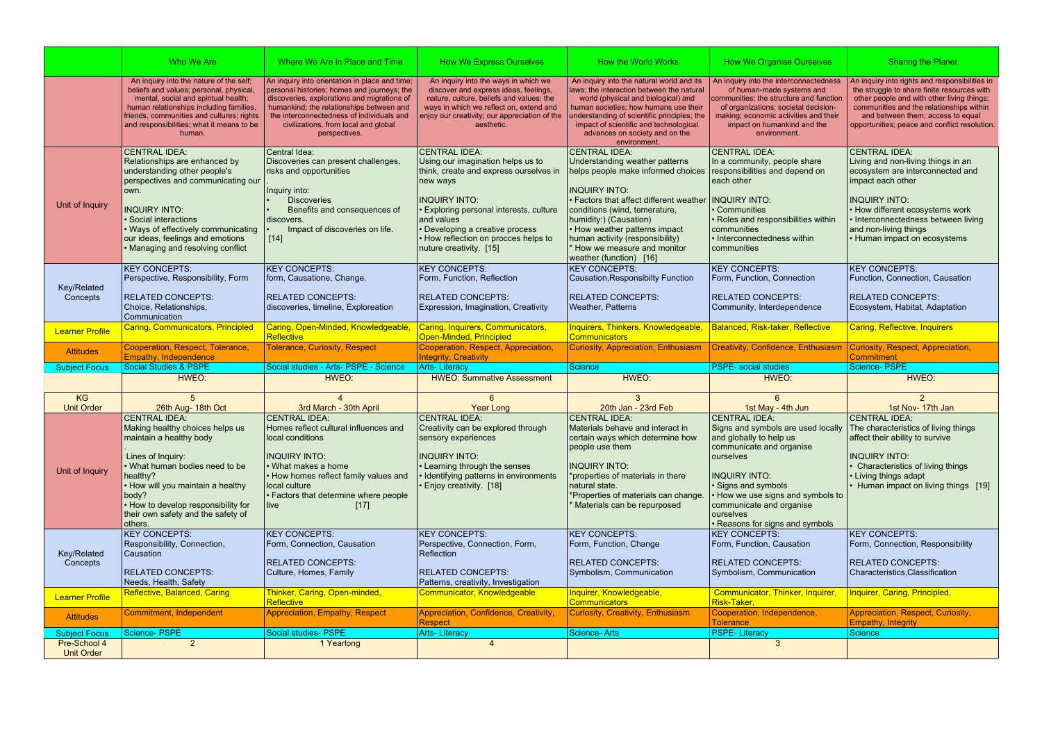| | Who We Are | Where We Are In Place and Time | How We Express Ourselves | How the World Works | How We Organise Ourselves | Sharing the Planet |
|---|---|---|---|---|---|---|
| | An inquiry into the nature of the self; beliefs and values; personal, physical, mental, social and spiritual health; human relationships including families, friends, communities and cultures; rights and responsibilities; what it means to be human. | An inquiry into orientation in place and time; personal histories; homes and journeys; the discoveries, explorations and migrations of humankind; the relationships between and the interconnectedness of individuals and civilizations, from local and global perspectives. | An inquiry into the ways in which we discover and express ideas, feelings, nature, culture, beliefs and values; the ways in which we reflect on, extend and enjoy our creativity; our appreciation of the aesthetic. | An inquiry into the natural world and its laws; the interaction between the natural world (physical and biological) and human societies; how humans use their understanding of scientific principles; the impact of scientific and technological advances on society and on the environment. | An inquiry into the interconnectedness of human-made systems and communities; the structure and function of organizations; societal decision-making; economic activities and their impact on humankind and the environment. | An inquiry into rights and responsibilities in the struggle to share finite resources with other people and with other living things; communities and the relationships within and between them; access to equal opportunities; peace and conflict resolution. |
| Unit of Inquiry | CENTRAL IDEA:<br>Relationships are enhanced by understanding other people's perspectives and communicating our own.<br><br>INQUIRY INTO:<br>• Social interactions<br>• Ways of effectively communicating our ideas, feelings and emotions<br>• Managing and resolving conflict | Central Idea:<br>Discoveries can present challenges, risks and opportunities<br>.<br>Inquiry into:<br>• Discoveries<br>• Benefits and consequences of discovers.<br>• Impact of discoveries on life.<br>[14] | CENTRAL IDEA:<br>Using our imagination helps us to think, create and express ourselves in new ways<br><br>INQUIRY INTO:<br>• Exploring personal interests, culture and values<br>• Developing a creative process<br>• How reflection on procces helps to nuture creativity. [15] | CENTRAL IDEA:<br>Understanding weather patterns helps people make informed choices<br><br>INQUIRY INTO:<br>• Factors that affect different weather conditions (wind, temerature, humidity:) (Causation)<br>• How weather patterns impact human activity (responsibility)<br>* How we measure and monitor weather (function) [16] | CENTRAL IDEA:<br>In a community, people share responsibilities and depend on each other<br><br>INQUIRY INTO:<br>• Communities<br>• Roles and responsibilities within communities<br>• Interconnectedness within communities | CENTRAL IDEA:<br>Living and non-living things in an ecosystem are interconnected and impact each other<br><br>INQUIRY INTO:<br>• How different ecosystems work<br>• Interconnectedness between living and non-living things<br>• Human impact on ecosystems |
| Key/Related Concepts | KEY CONCEPTS:<br>Perspective, Responsibility, Form<br><br>RELATED CONCEPTS:<br>Choice, Relationships, Communication | KEY CONCEPTS:<br>form, Causatione, Change.<br><br>RELATED CONCEPTS:<br>discoveries, timeline, Exploreation | KEY CONCEPTS:<br>Form, Function, Reflection<br><br>RELATED CONCEPTS:<br>Expression, Imagination, Creativity | KEY CONCEPTS:<br>Causation,Responsibilty Function<br><br>RELATED CONCEPTS:<br>Weather, Patterns | KEY CONCEPTS:<br>Form, Function, Connection<br><br>RELATED CONCEPTS:<br>Community, Interdependence | KEY CONCEPTS:<br>Function, Connection, Causation<br><br>RELATED CONCEPTS:<br>Ecosystem, Habitat, Adaptation |
| Learner Profile | Caring, Communicators, Principled | Caring, Open-Minded, Knowledgeable, Reflective | Caring, Inquirers, Communicators, Open-Minded, Principled | Inquirers, Thinkers, Knowledgeable, Communicators | Balanced, Risk-taker, Reflective | Caring, Reflective, Inquirers |
| Attitudes | Cooperation, Respect, Tolerance, Empathy, Independence | Tolerance, Curiosity, Respect | Cooperation, Respect, Appreciation, Integrity, Creativity | Curiosity, Appreciation, Enthusiasm | Creativity, Confidence, Enthusiasm | Curiosity, Respect, Appreciation, Commitment |
| Subject Focus | Social Studies & PSPE | Social studies - Arts- PSPE - Science | Arts- Literacy | Science | PSPE- social studies | Science- PSPE |
| | HWEO: | HWEO: | HWEO: Summative Assessment | HWEO: | HWEO: | HWEO: |
| KG Unit Order | 5<br>26th Aug- 18th Oct | 4<br>3rd March - 30th April | 6<br>Year Long | 3<br>20th Jan - 23rd Feb | 6<br>1st May - 4th Jun | 2<br>1st Nov- 17th Jan |
| Unit of Inquiry | CENTRAL IDEA:<br>Making healthy choices helps us maintain a healthy body<br>.<br>Lines of Inquiry:<br>• What human bodies need to be healthy?<br>• How will you maintain a healthy body?<br>• How to develop responsibility for their own safety and the safety of others. | CENTRAL IDEA:<br>Homes reflect cultural influences and local conditions<br><br>INQUIRY INTO:<br>• What makes a home<br>• How homes reflect family values and local culture<br>• Factors that determine where people live [17] | CENTRAL IDEA:<br>Creativity can be explored through sensory experiences<br><br>INQUIRY INTO:<br>• Learning through the senses<br>• Identifying patterns in environments<br>• Enjoy creativity. [18] | CENTRAL IDEA:<br>Materials behave and interact in certain ways which determine how people use them<br><br>INQUIRY INTO:<br>*properties of materials in there natural state.<br>*Properties of materials can change.<br>* Materials can be repurposed | CENTRAL IDEA:<br>Signs and symbols are used locally and globally to help us communicate and organise ourselves<br><br>INQUIRY INTO:<br>• Signs and symbols<br>• How we use signs and symbols to communicate and organise ourselves<br>• Reasons for signs and symbols | CENTRAL IDEA:<br>The characteristics of living things affect their ability to survive<br><br>INQUIRY INTO:<br>• Characteristics of living things<br>• Living things adapt<br>• Human impact on living things [19] |
| Key/Related Concepts | KEY CONCEPTS:<br>Responsibility, Connection, Causation<br><br>RELATED CONCEPTS:<br>Needs, Health, Safety | KEY CONCEPTS:<br>Form, Connection, Causation<br><br>RELATED CONCEPTS:<br>Culture, Homes, Family | KEY CONCEPTS:<br>Perspective, Connection, Form, Reflection<br><br>RELATED CONCEPTS:<br>Patterns, creativity, Investigation | KEY CONCEPTS:<br>Form, Function, Change<br><br>RELATED CONCEPTS:<br>Symbolism, Communication | KEY CONCEPTS:<br>Form, Function, Causation<br><br>RELATED CONCEPTS:<br>Symbolism, Communication | KEY CONCEPTS:<br>Form, Connection, Responsibility<br><br>RELATED CONCEPTS:<br>Characteristics,Classification |
| Learner Profile | Reflective, Balanced, Caring | Thinker, Caring, Open-minded, Reflective | Communicator, Knowledgeable | Inquirer, Knowledgeable, Communicators | Communicator, Thinker, Inquirer, Risk-Taker, | Inquirer, Caring, Principled, |
| Attitudes | Commitment, Independent | Appreciation, Empathy, Respect | Appreciation, Confidence, Creativity, Respect | Curiosity, Creativity, Enthusiasm | Cooperation, Independence, Tolerance | Appreciation, Respect, Curiosity, Empathy, Integrity |
| Subject Focus | Science- PSPE | Social studies- PSPE | Arts- Literacy | Science- Arts | PSPE- Literacy | Science |
| Pre-School 4 Unit Order | 2 | 1 Yearlong | 4 | | 3 | |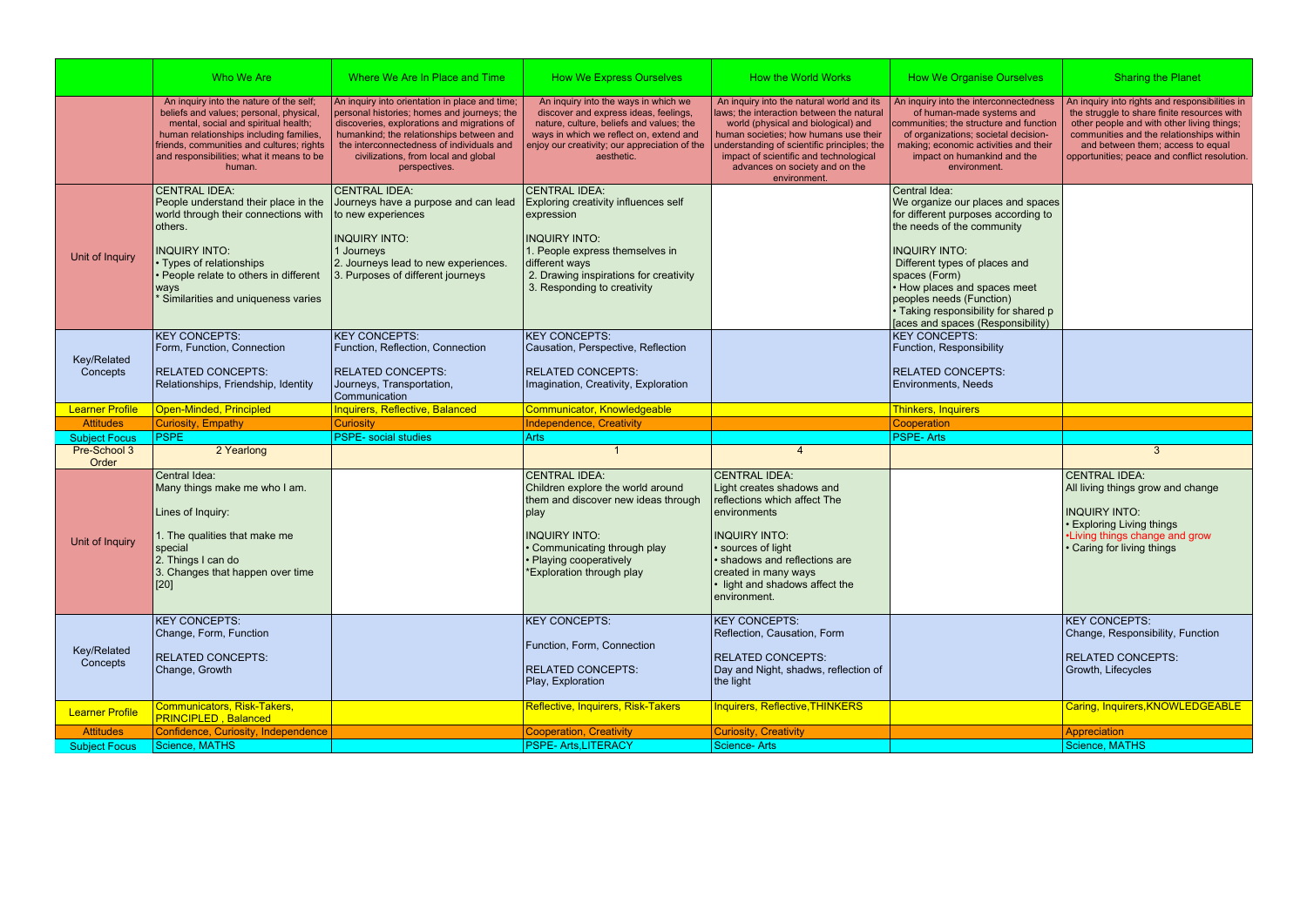| | Who We Are | Where We Are In Place and Time | How We Express Ourselves | How the World Works | How We Organise Ourselves | Sharing the Planet |
|---|---|---|---|---|---|---|
| | An inquiry into the nature of the self; beliefs and values; personal, physical, mental, social and spiritual health; human relationships including families, friends, communities and cultures; rights and responsibilities; what it means to be human. | An inquiry into orientation in place and time; personal histories; homes and journeys; the discoveries, explorations and migrations of humankind; the relationships between and the interconnectedness of individuals and civilizations, from local and global perspectives. | An inquiry into the ways in which we discover and express ideas, feelings, nature, culture, beliefs and values; the ways in which we reflect on, extend and enjoy our creativity; our appreciation of the aesthetic. | An inquiry into the natural world and its laws; the interaction between the natural world (physical and biological) and human societies; how humans use their understanding of scientific principles; the impact of scientific and technological advances on society and on the environment. | An inquiry into the interconnectedness of human-made systems and communities; the structure and function of organizations; societal decision-making; economic activities and their impact on humankind and the environment. | An inquiry into rights and responsibilities in the struggle to share finite resources with other people and with other living things; communities and the relationships within and between them; access to equal opportunities; peace and conflict resolution. |
| Unit of Inquiry | CENTRAL IDEA:<br>People understand their place in the world through their connections with others.<br><br>INQUIRY INTO:<br>• Types of relationships<br>• People relate to others in different ways<br>* Similarities and uniqueness varies | CENTRAL IDEA:<br>Journeys have a purpose and can lead to new experiences<br><br>INQUIRY INTO:<br>1 Journeys<br>2. Journeys lead to new experiences.<br>3. Purposes of different journeys | CENTRAL IDEA:<br>Exploring creativity influences self expression<br><br>INQUIRY INTO:<br>1. People express themselves in different ways<br>2. Drawing inspirations for creativity<br>3. Responding to creativity | | Central Idea:<br>We organize our places and spaces for different purposes according to the needs of the community<br><br>INQUIRY INTO:<br>Different types of places and spaces (Form)<br>• How places and spaces meet peoples needs (Function)<br>• Taking responsibility for shared p [aces and spaces (Responsibility) | |
| Key/Related Concepts | KEY CONCEPTS:<br>Form, Function, Connection<br><br>RELATED CONCEPTS:<br>Relationships, Friendship, Identity | KEY CONCEPTS:<br>Function, Reflection, Connection<br><br>RELATED CONCEPTS:<br>Journeys, Transportation, Communication | KEY CONCEPTS:<br>Causation, Perspective, Reflection<br><br>RELATED CONCEPTS:<br>Imagination, Creativity, Exploration | | KEY CONCEPTS:<br>Function, Responsibility<br><br>RELATED CONCEPTS:<br>Environments, Needs | |
| Learner Profile | Open-Minded, Principled | Inquirers, Reflective, Balanced | Communicator, Knowledgeable | | Thinkers, Inquirers | |
| Attitudes | Curiosity, Empathy | Curiosity | Independence, Creativity | | Cooperation | |
| Subject Focus | PSPE | PSPE- social studies | Arts | | PSPE- Arts | |
| Pre-School 3 Order | 2 Yearlong | | 1 | 4 | | 3 |
| Unit of Inquiry | Central Idea:<br>Many things make me who I am.<br><br>Lines of Inquiry:<br><br>1. The qualities that make me special<br>2. Things I can do<br>3. Changes that happen over time [20] | | CENTRAL IDEA:<br>Children explore the world around them and discover new ideas through play<br><br>INQUIRY INTO:<br>• Communicating through play<br>• Playing cooperatively<br>*Exploration through play | CENTRAL IDEA:<br>Light creates shadows and reflections which affect The environments<br><br>INQUIRY INTO:<br>• sources of light<br>• shadows and reflections are created in many ways<br>• light and shadows affect the environment. | | CENTRAL IDEA:<br>All living things grow and change<br><br>INQUIRY INTO:<br>• Exploring Living things<br>•Living things change and grow<br>• Caring for living things |
| Key/Related Concepts | KEY CONCEPTS:<br>Change, Form, Function<br><br>RELATED CONCEPTS:<br>Change, Growth | | KEY CONCEPTS:<br><br>Function, Form, Connection<br><br>RELATED CONCEPTS:<br>Play, Exploration | KEY CONCEPTS:<br>Reflection, Causation, Form<br><br>RELATED CONCEPTS:<br>Day and Night, shadws, reflection of the light | | KEY CONCEPTS:<br>Change, Responsibility, Function<br><br>RELATED CONCEPTS:<br>Growth, Lifecycles |
| Learner Profile | Communicators, Risk-Takers, PRINCIPLED , Balanced | | Reflective, Inquirers, Risk-Takers | Inquirers, Reflective,THINKERS | | Caring, Inquirers,KNOWLEDGEABLE |
| Attitudes | Confidence, Curiosity, Independence | | Cooperation, Creativity | Curiosity, Creativity | | Appreciation |
| Subject Focus | Science, MATHS | | PSPE- Arts,LITERACY | Science- Arts | | Science, MATHS |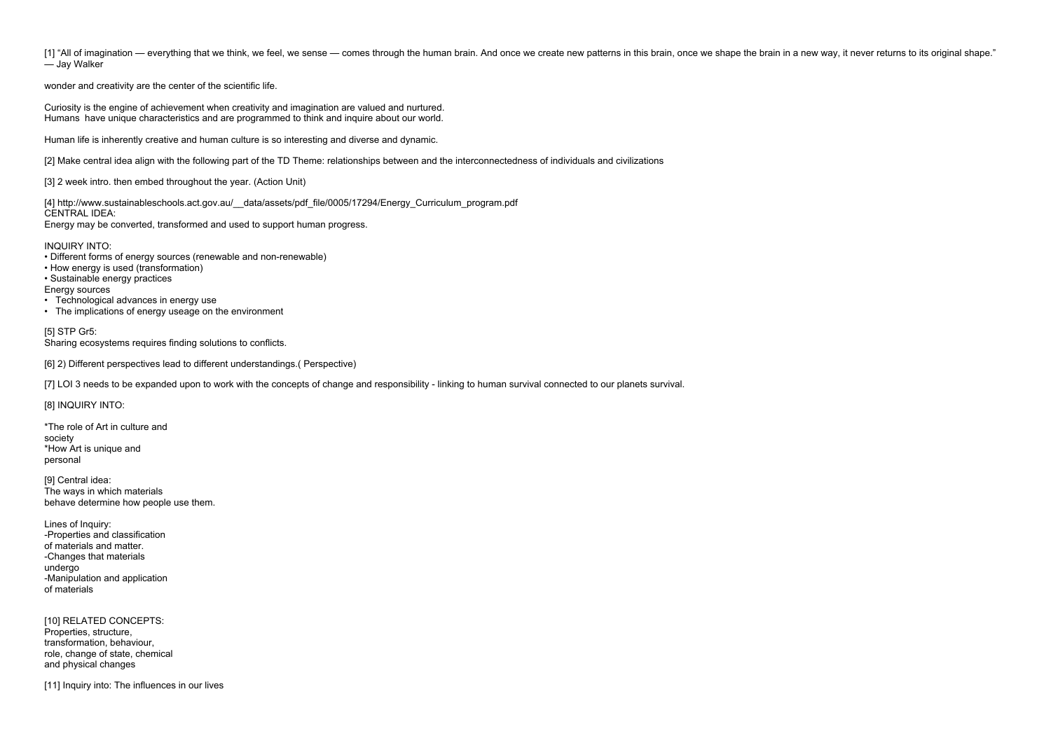[1] "All of imagination — everything that we think, we feel, we sense — comes through the human brain. And once we create new patterns in this brain, once we shape the brain in a new way, it never returns to its original shape." — Jay Walker

wonder and creativity are the center of the scientific life.

Curiosity is the engine of achievement when creativity and imagination are valued and nurtured.
Humans have unique characteristics and are programmed to think and inquire about our world.

Human life is inherently creative and human culture is so interesting and diverse and dynamic.

[2] Make central idea align with the following part of the TD Theme: relationships between and the interconnectedness of individuals and civilizations

[3] 2 week intro. then embed throughout the year. (Action Unit)

[4] http://www.sustainableschools.act.gov.au/__data/assets/pdf_file/0005/17294/Energy_Curriculum_program.pdf
CENTRAL IDEA:
Energy may be converted, transformed and used to support human progress.

INQUIRY INTO:
- Different forms of energy sources (renewable and non-renewable)
- How energy is used (transformation)
- Sustainable energy practices

Energy sources
- Technological advances in energy use
- The implications of energy useage on the environment

[5] STP Gr5:
Sharing ecosystems requires finding solutions to conflicts.

[6] 2) Different perspectives lead to different understandings.( Perspective)

[7] LOI 3 needs to be expanded upon to work with the concepts of change and responsibility - linking to human survival connected to our planets survival.

[8] INQUIRY INTO:

*The role of Art in culture and society
*How Art is unique and personal

[9] Central idea:
The ways in which materials behave determine how people use them.

Lines of Inquiry:
-Properties and classification of materials and matter.
-Changes that materials undergo
-Manipulation and application of materials

[10] RELATED CONCEPTS:
Properties, structure, transformation, behaviour, role, change of state, chemical and physical changes

[11] Inquiry into: The influences in our lives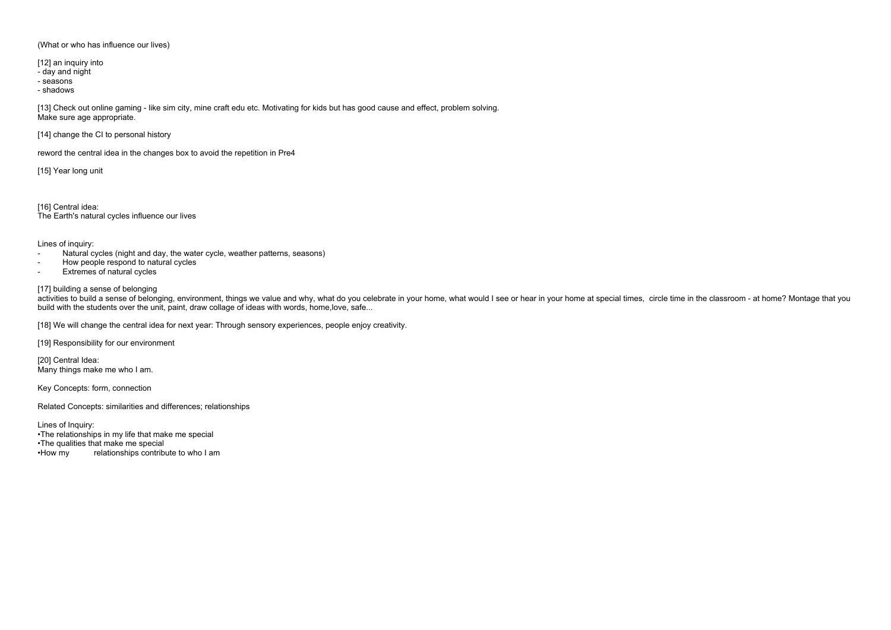(What or who has influence our lives)

[12] an inquiry into
- day and night
- seasons
- shadows

[13] Check out online gaming - like sim city, mine craft edu etc. Motivating for kids but has good cause and effect, problem solving.
Make sure age appropriate.

[14] change the CI to personal history

reword the central idea in the changes box to avoid the repetition in Pre4

[15] Year long unit

[16] Central idea:
The Earth's natural cycles influence our lives

Lines of inquiry:
- Natural cycles (night and day, the water cycle, weather patterns, seasons)
- How people respond to natural cycles
- Extremes of natural cycles

[17] building a sense of belonging
activities to build a sense of belonging, environment, things we value and why, what do you celebrate in your home, what would I see or hear in your home at special times, circle time in the classroom - at home? Montage that you build with the students over the unit, paint, draw collage of ideas with words, home,love, safe...

[18] We will change the central idea for next year: Through sensory experiences, people enjoy creativity.

[19] Responsibility for our environment

[20] Central Idea:
Many things make me who I am.

Key Concepts: form, connection

Related Concepts: similarities and differences; relationships

Lines of Inquiry:
- The relationships in my life that make me special
- The qualities that make me special
- How my relationships contribute to who I am